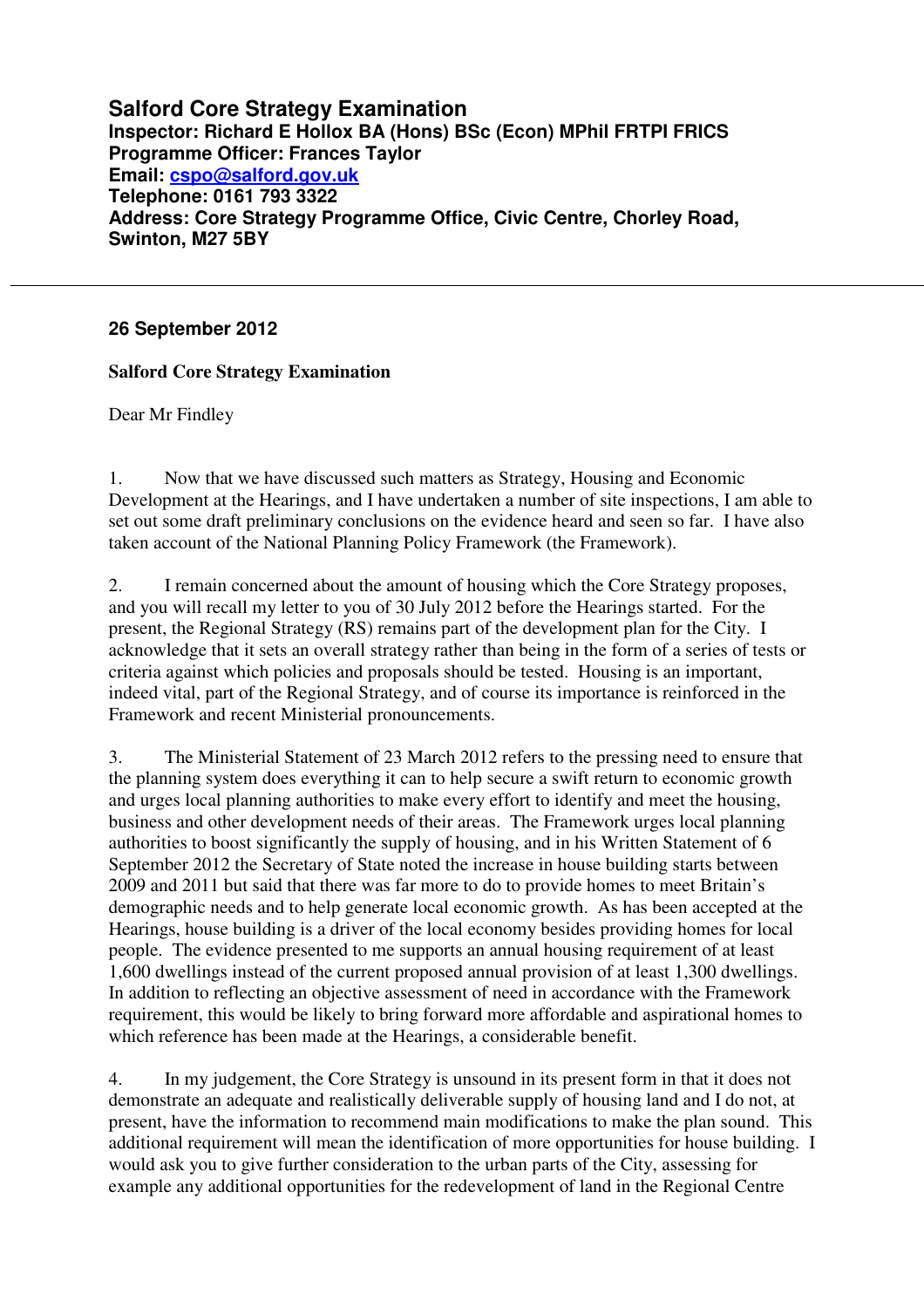**Salford Core Strategy Examination**
**Inspector: Richard E Hollox BA (Hons) BSc (Econ) MPhil FRTPI FRICS**
**Programme Officer: Frances Taylor**
**Email: cspo@salford.gov.uk**
**Telephone: 0161 793 3322**
**Address: Core Strategy Programme Office, Civic Centre, Chorley Road, Swinton, M27 5BY**

---

**26 September 2012**

**Salford Core Strategy Examination**

Dear Mr Findley

1. Now that we have discussed such matters as Strategy, Housing and Economic Development at the Hearings, and I have undertaken a number of site inspections, I am able to set out some draft preliminary conclusions on the evidence heard and seen so far. I have also taken account of the National Planning Policy Framework (the Framework).

2. I remain concerned about the amount of housing which the Core Strategy proposes, and you will recall my letter to you of 30 July 2012 before the Hearings started. For the present, the Regional Strategy (RS) remains part of the development plan for the City. I acknowledge that it sets an overall strategy rather than being in the form of a series of tests or criteria against which policies and proposals should be tested. Housing is an important, indeed vital, part of the Regional Strategy, and of course its importance is reinforced in the Framework and recent Ministerial pronouncements.

3. The Ministerial Statement of 23 March 2012 refers to the pressing need to ensure that the planning system does everything it can to help secure a swift return to economic growth and urges local planning authorities to make every effort to identify and meet the housing, business and other development needs of their areas. The Framework urges local planning authorities to boost significantly the supply of housing, and in his Written Statement of 6 September 2012 the Secretary of State noted the increase in house building starts between 2009 and 2011 but said that there was far more to do to provide homes to meet Britain's demographic needs and to help generate local economic growth. As has been accepted at the Hearings, house building is a driver of the local economy besides providing homes for local people. The evidence presented to me supports an annual housing requirement of at least 1,600 dwellings instead of the current proposed annual provision of at least 1,300 dwellings. In addition to reflecting an objective assessment of need in accordance with the Framework requirement, this would be likely to bring forward more affordable and aspirational homes to which reference has been made at the Hearings, a considerable benefit.

4. In my judgement, the Core Strategy is unsound in its present form in that it does not demonstrate an adequate and realistically deliverable supply of housing land and I do not, at present, have the information to recommend main modifications to make the plan sound. This additional requirement will mean the identification of more opportunities for house building. I would ask you to give further consideration to the urban parts of the City, assessing for example any additional opportunities for the redevelopment of land in the Regional Centre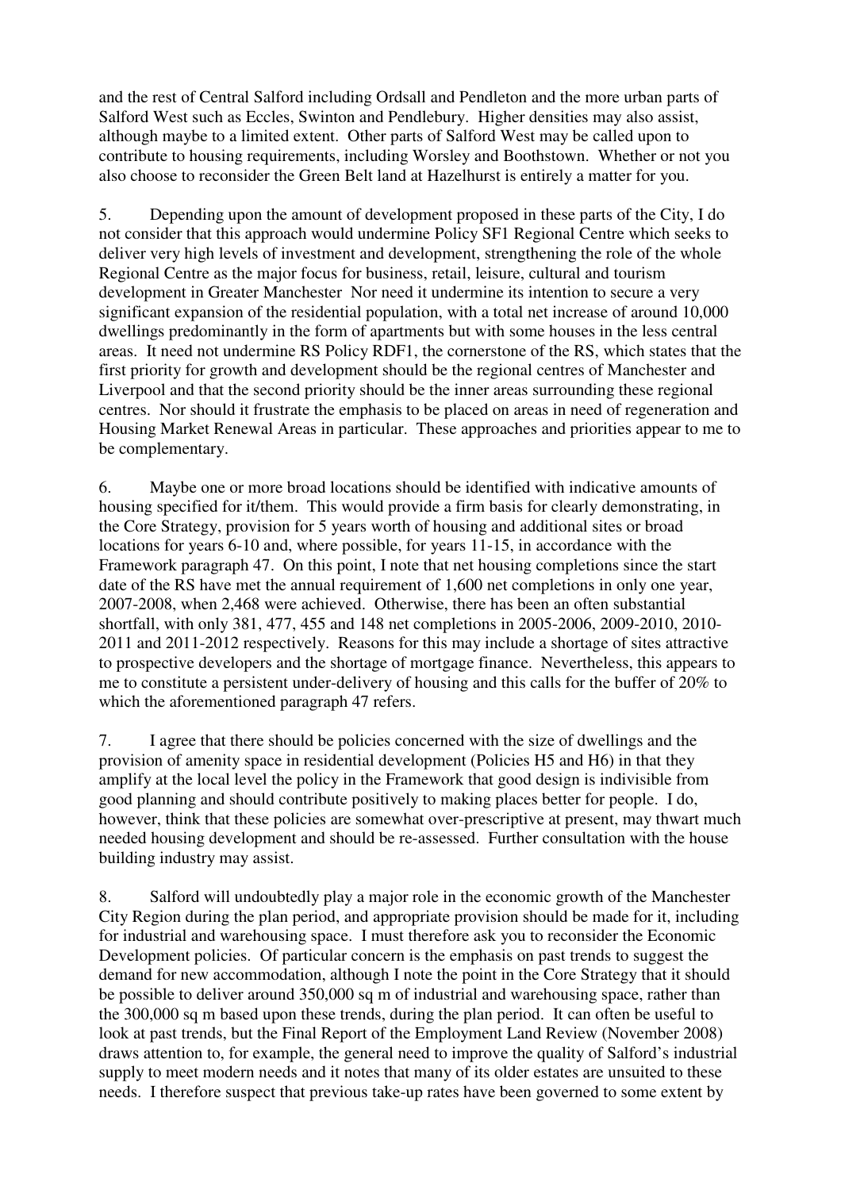and the rest of Central Salford including Ordsall and Pendleton and the more urban parts of Salford West such as Eccles, Swinton and Pendlebury. Higher densities may also assist, although maybe to a limited extent. Other parts of Salford West may be called upon to contribute to housing requirements, including Worsley and Boothstown. Whether or not you also choose to reconsider the Green Belt land at Hazelhurst is entirely a matter for you.

5. Depending upon the amount of development proposed in these parts of the City, I do not consider that this approach would undermine Policy SF1 Regional Centre which seeks to deliver very high levels of investment and development, strengthening the role of the whole Regional Centre as the major focus for business, retail, leisure, cultural and tourism development in Greater Manchester Nor need it undermine its intention to secure a very significant expansion of the residential population, with a total net increase of around 10,000 dwellings predominantly in the form of apartments but with some houses in the less central areas. It need not undermine RS Policy RDF1, the cornerstone of the RS, which states that the first priority for growth and development should be the regional centres of Manchester and Liverpool and that the second priority should be the inner areas surrounding these regional centres. Nor should it frustrate the emphasis to be placed on areas in need of regeneration and Housing Market Renewal Areas in particular. These approaches and priorities appear to me to be complementary.

6. Maybe one or more broad locations should be identified with indicative amounts of housing specified for it/them. This would provide a firm basis for clearly demonstrating, in the Core Strategy, provision for 5 years worth of housing and additional sites or broad locations for years 6-10 and, where possible, for years 11-15, in accordance with the Framework paragraph 47. On this point, I note that net housing completions since the start date of the RS have met the annual requirement of 1,600 net completions in only one year, 2007-2008, when 2,468 were achieved. Otherwise, there has been an often substantial shortfall, with only 381, 477, 455 and 148 net completions in 2005-2006, 2009-2010, 2010-2011 and 2011-2012 respectively. Reasons for this may include a shortage of sites attractive to prospective developers and the shortage of mortgage finance. Nevertheless, this appears to me to constitute a persistent under-delivery of housing and this calls for the buffer of 20% to which the aforementioned paragraph 47 refers.

7. I agree that there should be policies concerned with the size of dwellings and the provision of amenity space in residential development (Policies H5 and H6) in that they amplify at the local level the policy in the Framework that good design is indivisible from good planning and should contribute positively to making places better for people. I do, however, think that these policies are somewhat over-prescriptive at present, may thwart much needed housing development and should be re-assessed. Further consultation with the house building industry may assist.

8. Salford will undoubtedly play a major role in the economic growth of the Manchester City Region during the plan period, and appropriate provision should be made for it, including for industrial and warehousing space. I must therefore ask you to reconsider the Economic Development policies. Of particular concern is the emphasis on past trends to suggest the demand for new accommodation, although I note the point in the Core Strategy that it should be possible to deliver around 350,000 sq m of industrial and warehousing space, rather than the 300,000 sq m based upon these trends, during the plan period. It can often be useful to look at past trends, but the Final Report of the Employment Land Review (November 2008) draws attention to, for example, the general need to improve the quality of Salford's industrial supply to meet modern needs and it notes that many of its older estates are unsuited to these needs. I therefore suspect that previous take-up rates have been governed to some extent by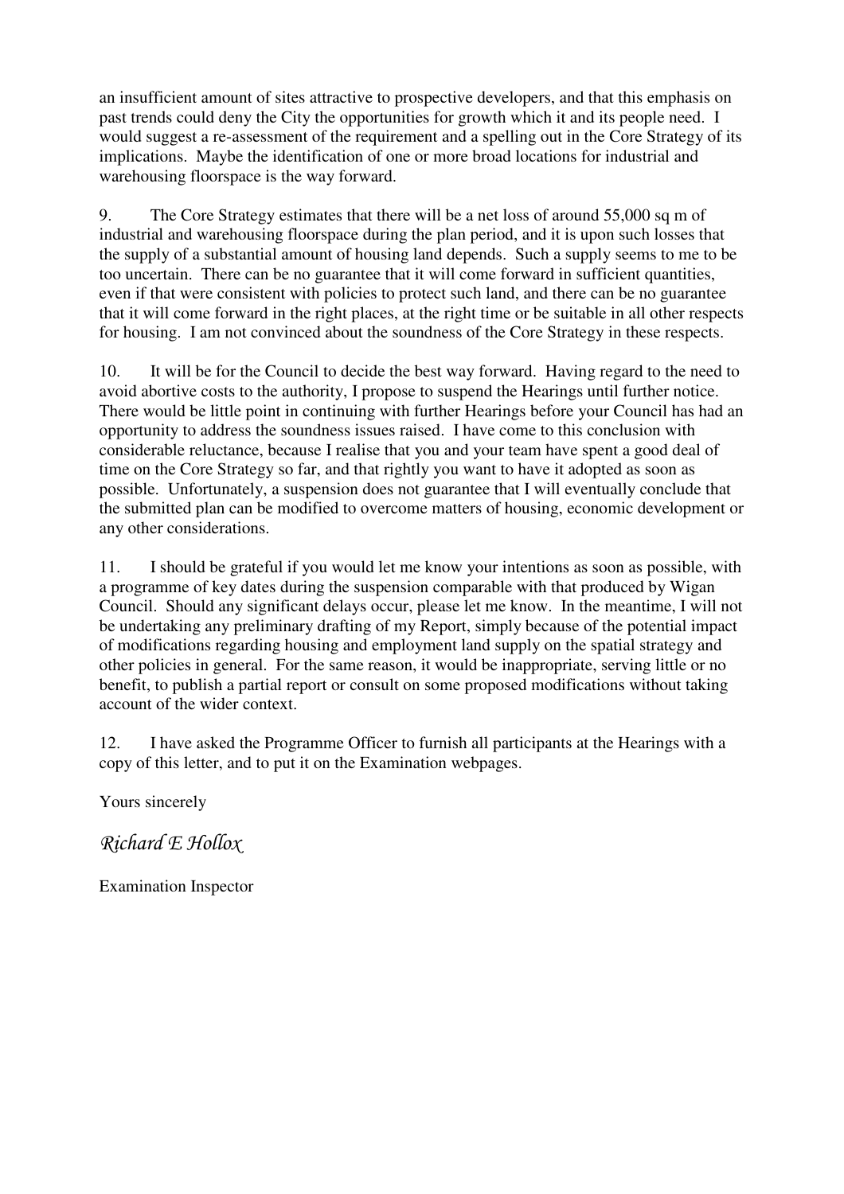an insufficient amount of sites attractive to prospective developers, and that this emphasis on past trends could deny the City the opportunities for growth which it and its people need. I would suggest a re-assessment of the requirement and a spelling out in the Core Strategy of its implications. Maybe the identification of one or more broad locations for industrial and warehousing floorspace is the way forward.

9. The Core Strategy estimates that there will be a net loss of around 55,000 sq m of industrial and warehousing floorspace during the plan period, and it is upon such losses that the supply of a substantial amount of housing land depends. Such a supply seems to me to be too uncertain. There can be no guarantee that it will come forward in sufficient quantities, even if that were consistent with policies to protect such land, and there can be no guarantee that it will come forward in the right places, at the right time or be suitable in all other respects for housing. I am not convinced about the soundness of the Core Strategy in these respects.

10. It will be for the Council to decide the best way forward. Having regard to the need to avoid abortive costs to the authority, I propose to suspend the Hearings until further notice. There would be little point in continuing with further Hearings before your Council has had an opportunity to address the soundness issues raised. I have come to this conclusion with considerable reluctance, because I realise that you and your team have spent a good deal of time on the Core Strategy so far, and that rightly you want to have it adopted as soon as possible. Unfortunately, a suspension does not guarantee that I will eventually conclude that the submitted plan can be modified to overcome matters of housing, economic development or any other considerations.

11. I should be grateful if you would let me know your intentions as soon as possible, with a programme of key dates during the suspension comparable with that produced by Wigan Council. Should any significant delays occur, please let me know. In the meantime, I will not be undertaking any preliminary drafting of my Report, simply because of the potential impact of modifications regarding housing and employment land supply on the spatial strategy and other policies in general. For the same reason, it would be inappropriate, serving little or no benefit, to publish a partial report or consult on some proposed modifications without taking account of the wider context.

12. I have asked the Programme Officer to furnish all participants at the Hearings with a copy of this letter, and to put it on the Examination webpages.

Yours sincerely

*Richard E Hollox*

Examination Inspector